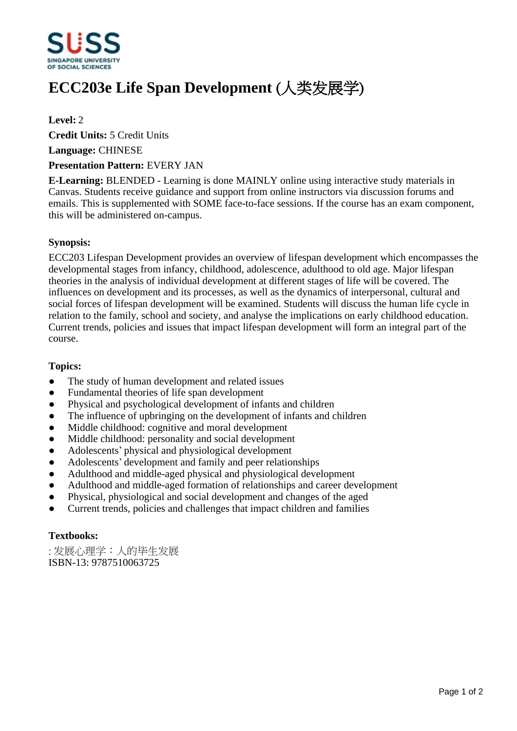# ECC203e Life Span Development (人类发展学)

**Level:** 2

**Credit Units:** 5 Credit Units

**Language:** CHINESE

**Presentation Pattern:** EVERY JAN

**E-Learning:** BLENDED - Learning is done MAINLY online using interactive study materials in Canvas. Students receive guidance and support from online instructors via discussion forums and emails. This is supplemented with SOME face-to-face sessions. If the course has an exam component, this will be administered on-campus.

**Synopsis:**

ECC203 Lifespan Development provides an overview of lifespan development which encompasses the developmental stages from infancy, childhood, adolescence, adulthood to old age. Major lifespan theories in the analysis of individual development at different stages of life will be covered. The influences on development and its processes, as well as the dynamics of interpersonal, cultural and social forces of lifespan development will be examined. Students will discuss the human life cycle in relation to the family, school and society, and analyse the implications on early childhood education. Current trends, policies and issues that impact lifespan development will form an integral part of the course.

**Topics:**

- The study of human development and related issues
- Fundamental theories of life span development
- Physical and psychological development of infants and children
- The influence of upbringing on the development of infants and children
- Middle childhood: cognitive and moral development
- Middle childhood: personality and social development
- Adolescents' physical and physiological development
- Adolescents' development and family and peer relationships
- Adulthood and middle-aged physical and physiological development
- Adulthood and middle-aged formation of relationships and career development
- Physical, physiological and social development and changes of the aged
- Current trends, policies and challenges that impact children and families

**Textbooks:**

: 发展心理学：人的毕生发展
ISBN-13: 9787510063725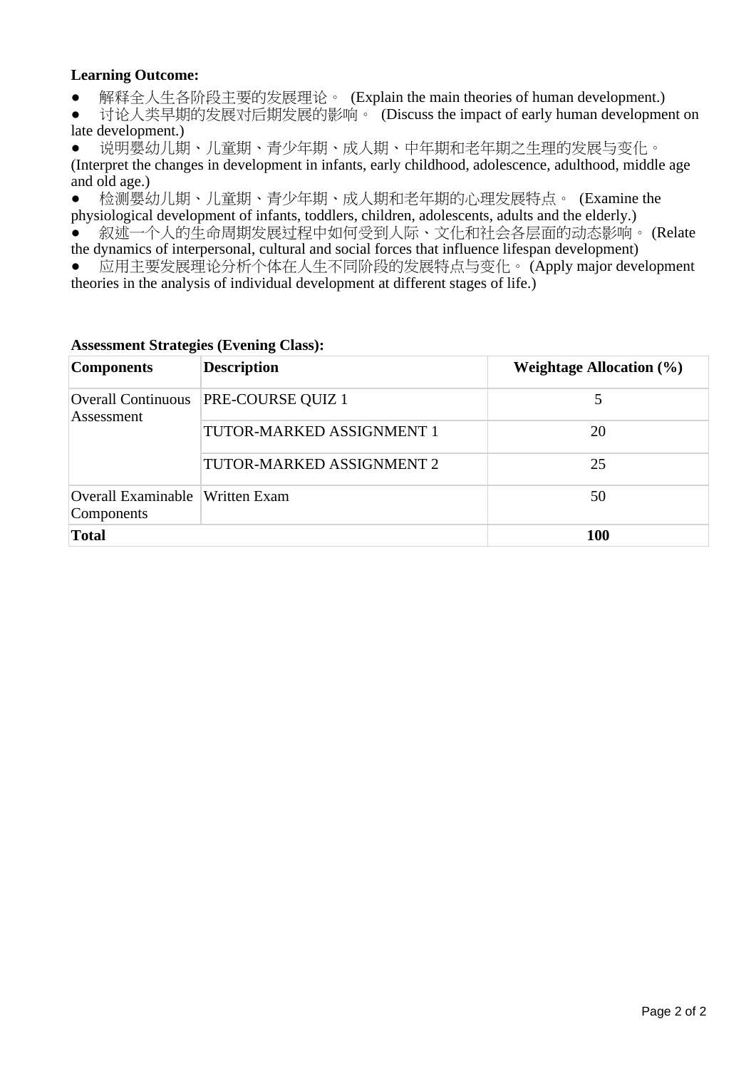**Learning Outcome:**

- 解释全人生各阶段主要的发展理论。 (Explain the main theories of human development.)
- 讨论人类早期的发展对后期发展的影响。 (Discuss the impact of early human development on late development.)
- 说明婴幼儿期、儿童期、青少年期、成人期、中年期和老年期之生理的发展与变化。 (Interpret the changes in development in infants, early childhood, adolescence, adulthood, middle age and old age.)
- 检测婴幼儿期、儿童期、青少年期、成人期和老年期的心理发展特点。 (Examine the physiological development of infants, toddlers, children, adolescents, adults and the elderly.)
- 叙述一个人的生命周期发展过程中如何受到人际、文化和社会各层面的动态影响。 (Relate the dynamics of interpersonal, cultural and social forces that influence lifespan development)
- 应用主要发展理论分析个体在人生不同阶段的发展特点与变化。 (Apply major development theories in the analysis of individual development at different stages of life.)

**Assessment Strategies (Evening Class):**

| **Components** | **Description** | **Weightage Allocation (%)** |
|---|---|---|
| Overall Continuous Assessment | PRE-COURSE QUIZ 1 | 5 |
| | TUTOR-MARKED ASSIGNMENT 1 | 20 |
| | TUTOR-MARKED ASSIGNMENT 2 | 25 |
| Overall Examinable Components | Written Exam | 50 |
| **Total** | | **100** |